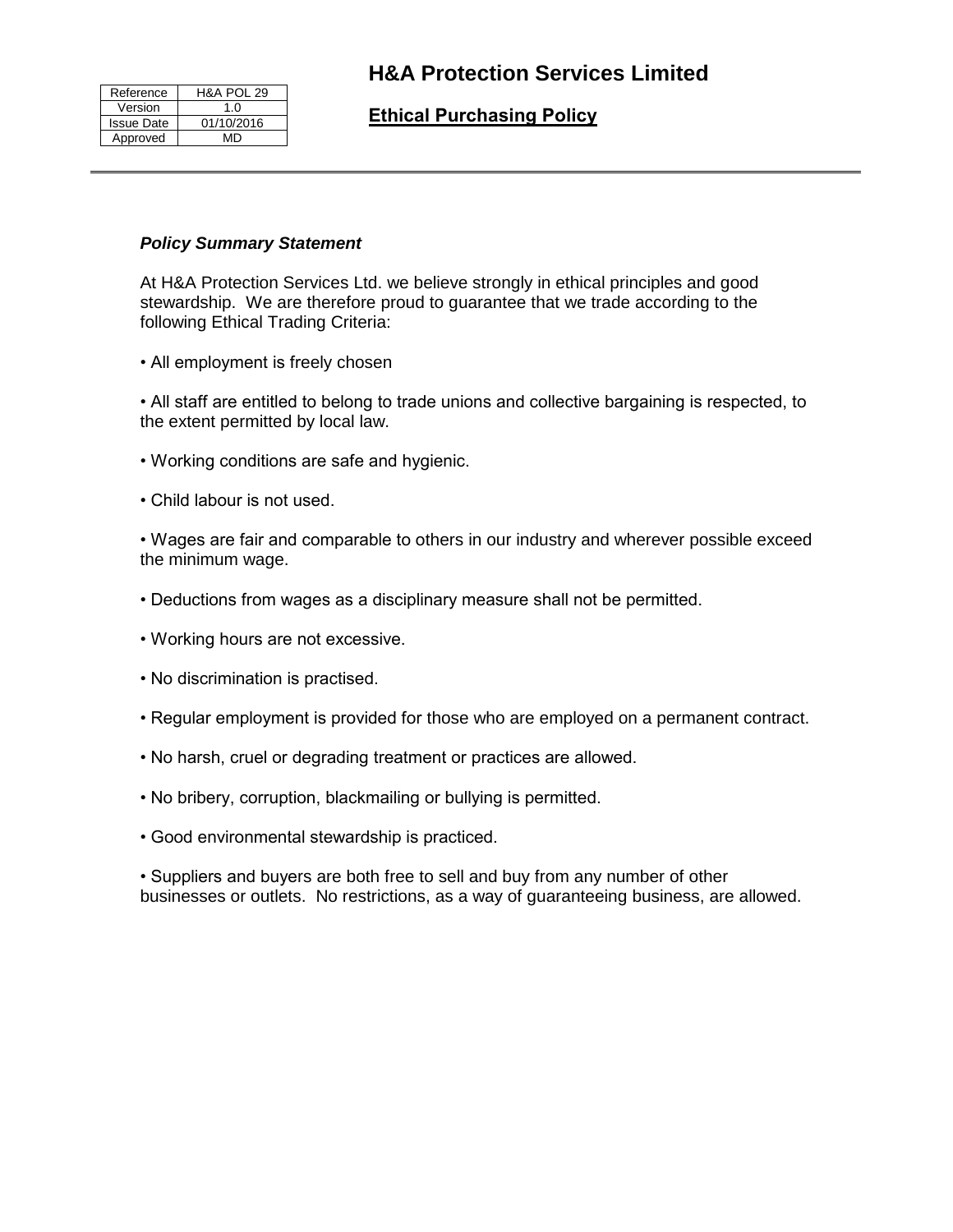| Reference | H&A POL 29 |
| --- | --- |
| Version | 1.0 |
| Issue Date | 01/10/2016 |
| Approved | MD |

# H&A Protection Services Limited

## Ethical Purchasing Policy

***Policy Summary Statement***

At H&A Protection Services Ltd. we believe strongly in ethical principles and good stewardship. We are therefore proud to guarantee that we trade according to the following Ethical Trading Criteria:

• All employment is freely chosen

• All staff are entitled to belong to trade unions and collective bargaining is respected, to the extent permitted by local law.

• Working conditions are safe and hygienic.

• Child labour is not used.

• Wages are fair and comparable to others in our industry and wherever possible exceed the minimum wage.

• Deductions from wages as a disciplinary measure shall not be permitted.

• Working hours are not excessive.

• No discrimination is practised.

• Regular employment is provided for those who are employed on a permanent contract.

• No harsh, cruel or degrading treatment or practices are allowed.

• No bribery, corruption, blackmailing or bullying is permitted.

• Good environmental stewardship is practiced.

• Suppliers and buyers are both free to sell and buy from any number of other businesses or outlets. No restrictions, as a way of guaranteeing business, are allowed.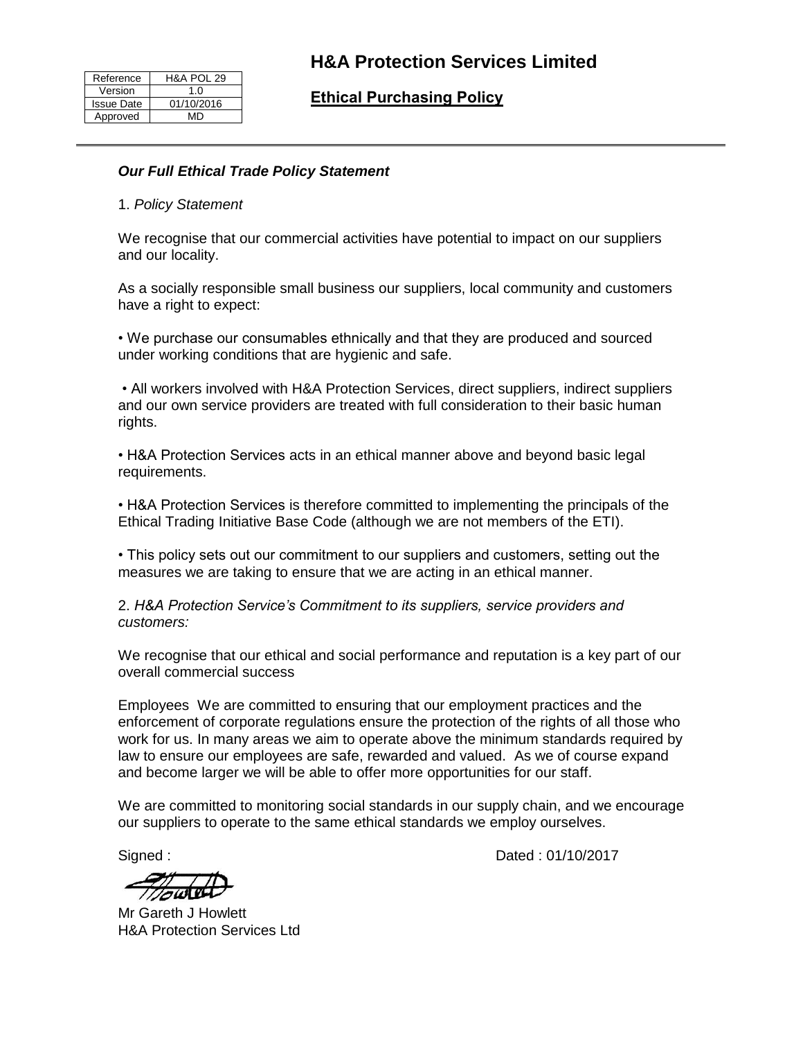| Reference | H&A POL 29 |
| --- | --- |
| Version | 1.0 |
| Issue Date | 01/10/2016 |
| Approved | MD |

# H&A Protection Services Limited

## Ethical Purchasing Policy

***Our Full Ethical Trade Policy Statement***

1. *Policy Statement*

We recognise that our commercial activities have potential to impact on our suppliers and our locality.

As a socially responsible small business our suppliers, local community and customers have a right to expect:

• We purchase our consumables ethnically and that they are produced and sourced under working conditions that are hygienic and safe.

• All workers involved with H&A Protection Services, direct suppliers, indirect suppliers and our own service providers are treated with full consideration to their basic human rights.

• H&A Protection Services acts in an ethical manner above and beyond basic legal requirements.

• H&A Protection Services is therefore committed to implementing the principals of the Ethical Trading Initiative Base Code (although we are not members of the ETI).

• This policy sets out our commitment to our suppliers and customers, setting out the measures we are taking to ensure that we are acting in an ethical manner.

2. *H&A Protection Service's Commitment to its suppliers, service providers and customers:*

We recognise that our ethical and social performance and reputation is a key part of our overall commercial success

Employees We are committed to ensuring that our employment practices and the enforcement of corporate regulations ensure the protection of the rights of all those who work for us. In many areas we aim to operate above the minimum standards required by law to ensure our employees are safe, rewarded and valued. As we of course expand and become larger we will be able to offer more opportunities for our staff.

We are committed to monitoring social standards in our supply chain, and we encourage our suppliers to operate to the same ethical standards we employ ourselves.

Signed :

Dated : 01/10/2017

Mr Gareth J Howlett
H&A Protection Services Ltd